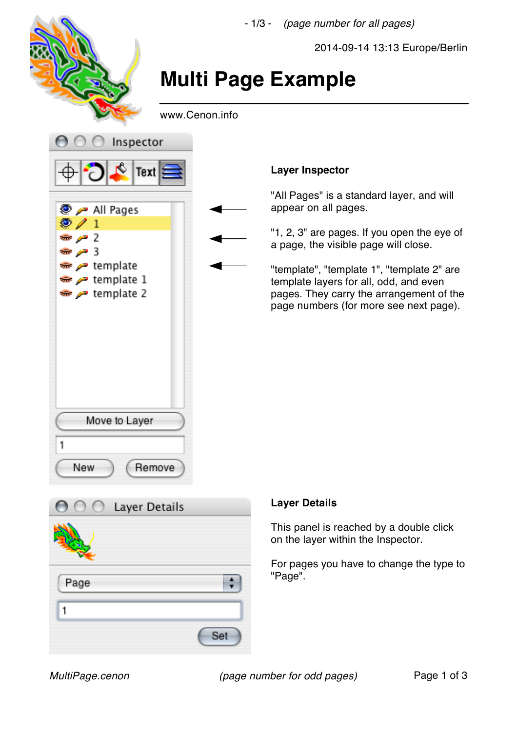# Multi Page Example

www.Cenon.info

**Layer Inspector**

"All Pages" is a standard layer, and will appear on all pages.

"1, 2, 3" are pages. If you open the eye of a page, the visible page will close.

"template", "template 1", "template 2" are template layers for all, odd, and even pages. They carry the arrangement of the page numbers (for more see next page).

**Layer Details**

This panel is reached by a double click on the layer within the Inspector.

For pages you have to change the type to "Page".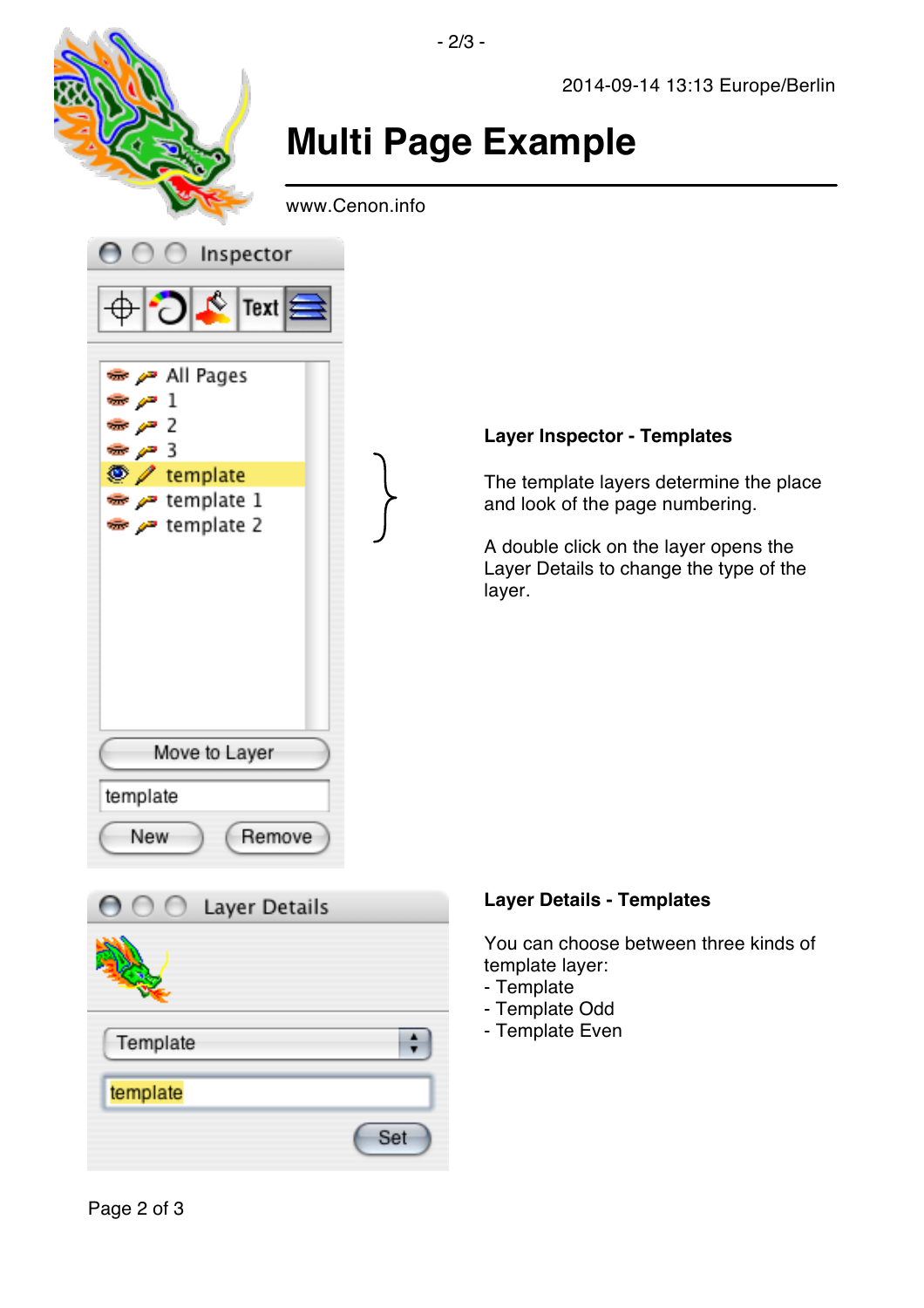2014-09-14 13:13 Europe/Berlin

# Multi Page Example

www.Cenon.info

**Layer Inspector - Templates**

The template layers determine the place and look of the page numbering.

A double click on the layer opens the Layer Details to change the type of the layer.

**Layer Details - Templates**

You can choose between three kinds of template layer:
- Template
- Template Odd
- Template Even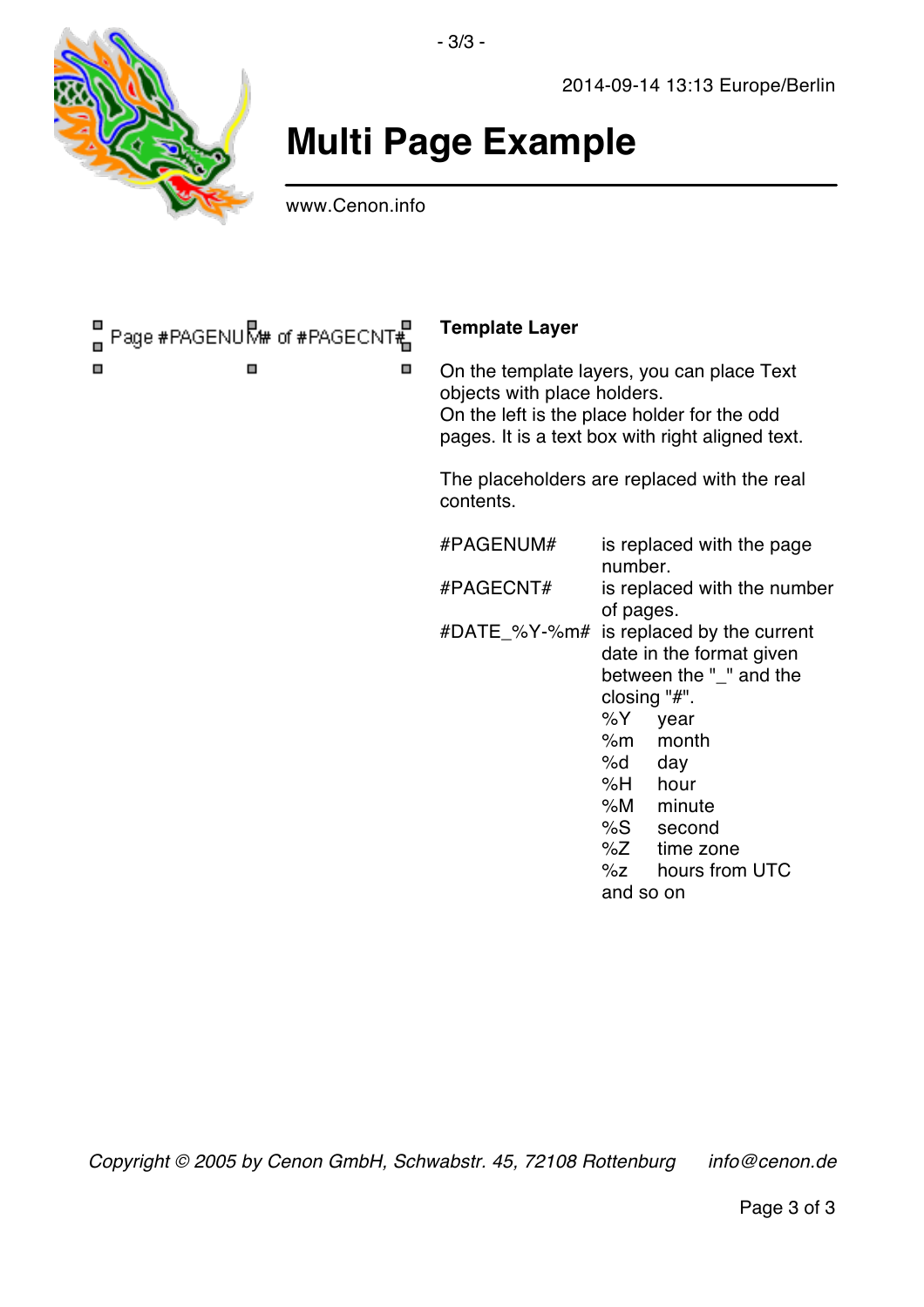# Multi Page Example

www.Cenon.info

Page #PAGENUM# of #PAGECNT#

**Template Layer**

On the template layers, you can place Text objects with place holders.
On the left is the place holder for the odd pages. It is a text box with right aligned text.

The placeholders are replaced with the real contents.

| | |
|---|---|
| #PAGENUM# | is replaced with the page number. |
| #PAGECNT# | is replaced with the number of pages. |
| #DATE_%Y-%m# | is replaced by the current date in the format given between the "_" and the closing "#". |

| | |
|---|---|
| %Y | year |
| %m | month |
| %d | day |
| %H | hour |
| %M | minute |
| %S | second |
| %Z | time zone |
| %z | hours from UTC |

and so on

*Copyright © 2005 by Cenon GmbH, Schwabstr. 45, 72108 Rottenburg* *info@cenon.de*